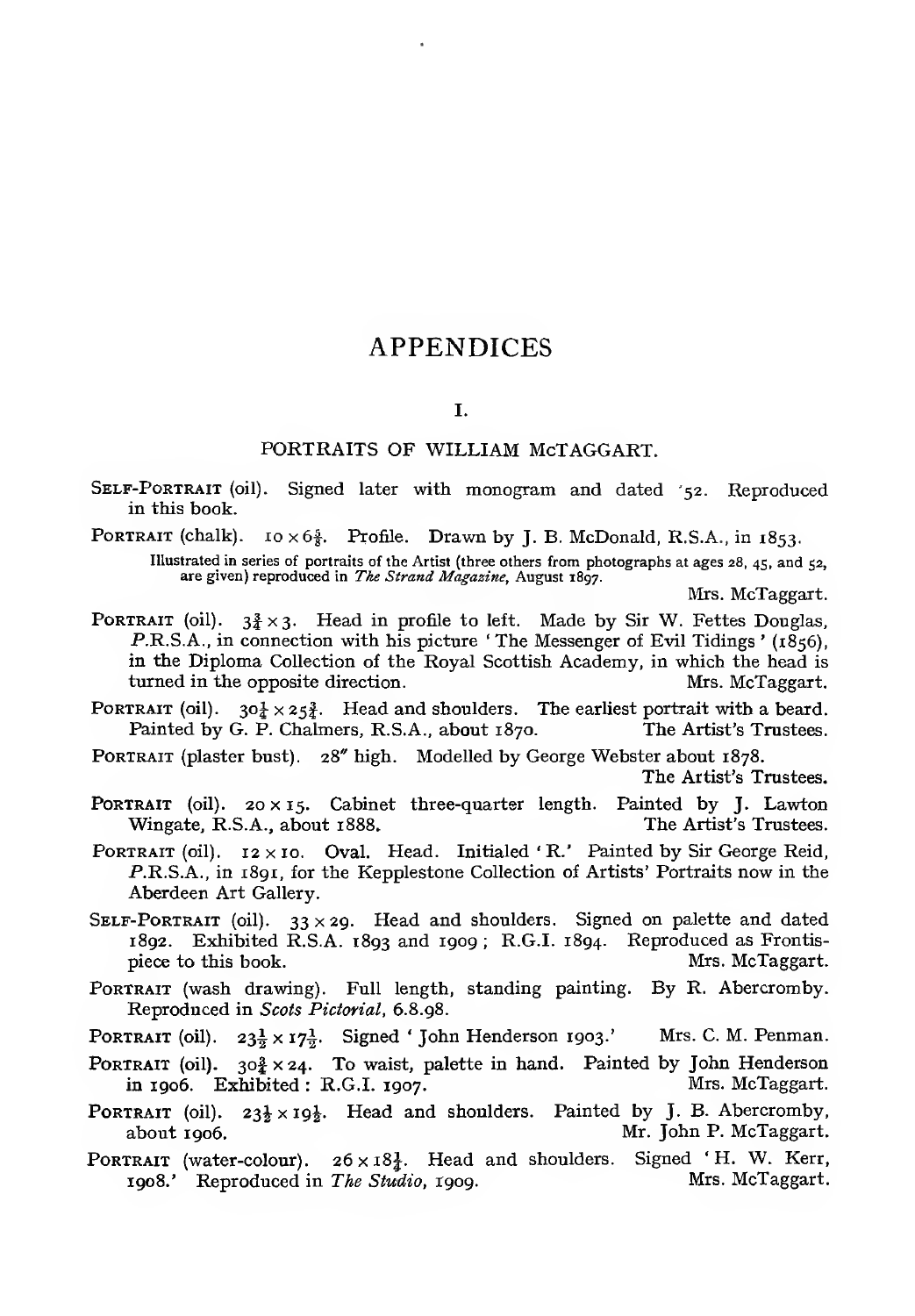# APPENDICES

## I.

### PORTRAITS OF WILLIAM McTAGGART.

SELF-PORTRAIT (oil). Signed later with monogram and dated '52. Reproduced in this book.

PORTRAIT (chalk). $10 \times 6\frac{5}{8}$. Profile. Drawn by J. B. McDonald, R.S.A., in 1853.

Illustrated in series of portraits of the Artist (three others from photographs at ages 28, 45, and 52, are given) reproduced in *The Strand Magazine*, August 1897.
Mrs. McTaggart.

PORTRAIT (oil). $3\frac{3}{4} \times 3$. Head in profile to left. Made by Sir W. Fettes Douglas, P.R.S.A., in connection with his picture 'The Messenger of Evil Tidings' (1856), in the Diploma Collection of the Royal Scottish Academy, in which the head is turned in the opposite direction. Mrs. McTaggart.

PORTRAIT (oil). $30\frac{1}{4} \times 25\frac{3}{4}$. Head and shoulders. The earliest portrait with a beard. Painted by G. P. Chalmers, R.S.A., about 1870. The Artist's Trustees.

PORTRAIT (plaster bust). 28" high. Modelled by George Webster about 1878.
The Artist's Trustees.

PORTRAIT (oil). $20 \times 15$. Cabinet three-quarter length. Painted by J. Lawton Wingate, R.S.A., about 1888. The Artist's Trustees.

PORTRAIT (oil). $12 \times 10$. Oval. Head. Initialed 'R.' Painted by Sir George Reid, P.R.S.A., in 1891, for the Kepplestone Collection of Artists' Portraits now in the Aberdeen Art Gallery.

SELF-PORTRAIT (oil). $33 \times 29$. Head and shoulders. Signed on palette and dated 1892. Exhibited R.S.A. 1893 and 1909; R.G.I. 1894. Reproduced as Frontispiece to this book. Mrs. McTaggart.

PORTRAIT (wash drawing). Full length, standing painting. By R. Abercromby. Reproduced in *Scots Pictorial*, 6.8.98.

PORTRAIT (oil). $23\frac{1}{2} \times 17\frac{1}{2}$. Signed 'John Henderson 1903.' Mrs. C. M. Penman.

PORTRAIT (oil). $30\frac{3}{4} \times 24$. To waist, palette in hand. Painted by John Henderson in 1906. Exhibited: R.G.I. 1907. Mrs. McTaggart.

PORTRAIT (oil). $23\frac{1}{2} \times 19\frac{1}{2}$. Head and shoulders. Painted by J. B. Abercromby, about 1906. Mr. John P. McTaggart.

PORTRAIT (water-colour). $26 \times 18\frac{1}{4}$. Head and shoulders. Signed 'H. W. Kerr, 1908.' Reproduced in *The Studio*, 1909. Mrs. McTaggart.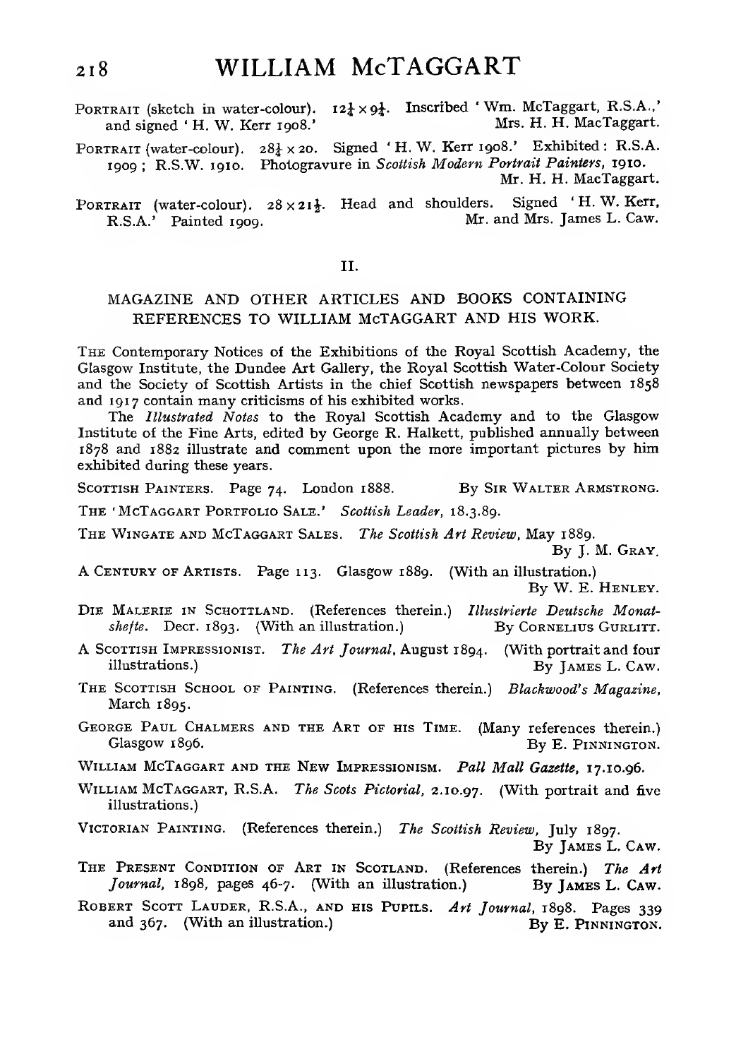Portrait (sketch in water-colour). 12¼ × 9¼. Inscribed 'Wm. McTaggart, R.S.A.,' and signed 'H. W. Kerr 1908.' Mrs. H. H. MacTaggart.

Portrait (water-colour). 28¼ × 20. Signed 'H. W. Kerr 1908.' Exhibited: R.S.A. 1909; R.S.W. 1910. Photogravure in *Scottish Modern Portrait Painters*, 1910. Mr. H. H. MacTaggart.

Portrait (water-colour). 28 × 21½. Head and shoulders. Signed 'H. W. Kerr, R.S.A.' Painted 1909. Mr. and Mrs. James L. Caw.

## II.

### MAGAZINE AND OTHER ARTICLES AND BOOKS CONTAINING REFERENCES TO WILLIAM McTAGGART AND HIS WORK.

The Contemporary Notices of the Exhibitions of the Royal Scottish Academy, the Glasgow Institute, the Dundee Art Gallery, the Royal Scottish Water-Colour Society and the Society of Scottish Artists in the chief Scottish newspapers between 1858 and 1917 contain many criticisms of his exhibited works.

The *Illustrated Notes* to the Royal Scottish Academy and to the Glasgow Institute of the Fine Arts, edited by George R. Halkett, published annually between 1878 and 1882 illustrate and comment upon the more important pictures by him exhibited during these years.

Scottish Painters. Page 74. London 1888. By Sir Walter Armstrong.

The 'McTaggart Portfolio Sale.' *Scottish Leader*, 18.3.89.

The Wingate and McTaggart Sales. *The Scottish Art Review*, May 1889. By J. M. Gray.

A Century of Artists. Page 113. Glasgow 1889. (With an illustration.) By W. E. Henley.

Die Malerie in Schottland. (References therein.) *Illustrierte Deutsche Monatshefte*. Decr. 1893. (With an illustration.) By Cornelius Gurlitt.

A Scottish Impressionist. *The Art Journal*, August 1894. (With portrait and four illustrations.) By James L. Caw.

The Scottish School of Painting. (References therein.) *Blackwood's Magazine*, March 1895.

George Paul Chalmers and the Art of his Time. (Many references therein.) Glasgow 1896. By E. Pinnington.

William McTaggart and the New Impressionism. *Pall Mall Gazette*, 17.10.96.

William McTaggart, R.S.A. *The Scots Pictorial*, 2.10.97. (With portrait and five illustrations.)

Victorian Painting. (References therein.) *The Scottish Review*, July 1897. By James L. Caw.

The Present Condition of Art in Scotland. (References therein.) *The Art Journal*, 1898, pages 46-7. (With an illustration.) By James L. Caw.

Robert Scott Lauder, R.S.A., and his Pupils. *Art Journal*, 1898. Pages 339 and 367. (With an illustration.) By E. Pinnington.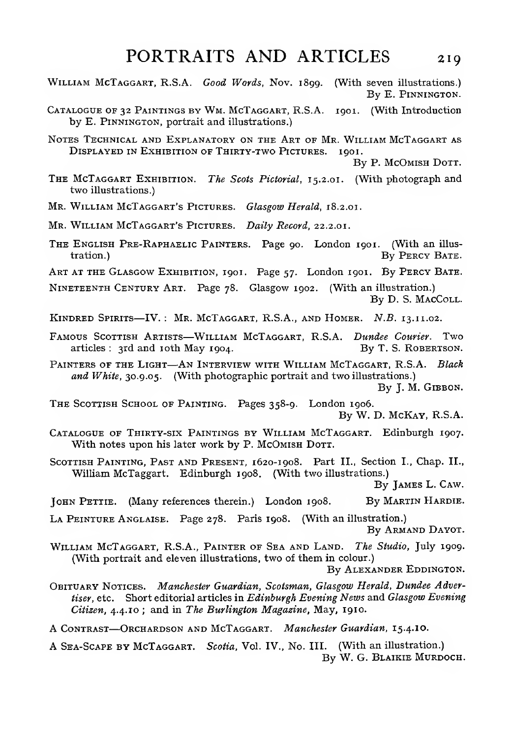# PORTRAITS AND ARTICLES

William McTaggart, R.S.A. *Good Words*, Nov. 1899. (With seven illustrations.) By E. Pinnington.

Catalogue of 32 Paintings by Wm. McTaggart, R.S.A. 1901. (With Introduction by E. Pinnington, portrait and illustrations.)

Notes Technical and Explanatory on the Art of Mr. William McTaggart as Displayed in Exhibition of Thirty-two Pictures. 1901. By P. McOmish Dott.

The McTaggart Exhibition. *The Scots Pictorial*, 15.2.01. (With photograph and two illustrations.)

Mr. William McTaggart's Pictures. *Glasgow Herald*, 18.2.01.

Mr. William McTaggart's Pictures. *Daily Record*, 22.2.01.

The English Pre-Raphaelic Painters. Page 90. London 1901. (With an illustration.) By Percy Bate.

Art at the Glasgow Exhibition, 1901. Page 57. London 1901. By Percy Bate.

Nineteenth Century Art. Page 78. Glasgow 1902. (With an illustration.) By D. S. MacColl.

Kindred Spirits—IV.: Mr. McTaggart, R.S.A., and Homer. *N.B.* 13.11.02.

Famous Scottish Artists—William McTaggart, R.S.A. *Dundee Courier*. Two articles: 3rd and 10th May 1904. By T. S. Robertson.

Painters of the Light—An Interview with William McTaggart, R.S.A. *Black and White*, 30.9.05. (With photographic portrait and two illustrations.) By J. M. Gibbon.

The Scottish School of Painting. Pages 358-9. London 1906. By W. D. McKay, R.S.A.

Catalogue of Thirty-six Paintings by William McTaggart. Edinburgh 1907. With notes upon his later work by P. McOmish Dott.

Scottish Painting, Past and Present, 1620-1908. Part II., Section I., Chap. II., William McTaggart. Edinburgh 1908. (With two illustrations.) By James L. Caw.

John Pettie. (Many references therein.) London 1908. By Martin Hardie.

La Peinture Anglaise. Page 278. Paris 1908. (With an illustration.) By Armand Dayot.

William McTaggart, R.S.A., Painter of Sea and Land. *The Studio*, July 1909. (With portrait and eleven illustrations, two of them in colour.) By Alexander Eddington.

Obituary Notices. *Manchester Guardian*, *Scotsman*, *Glasgow Herald*, *Dundee Advertiser*, etc. Short editorial articles in *Edinburgh Evening News* and *Glasgow Evening Citizen*, 4.4.10; and in *The Burlington Magazine*, May, 1910.

A Contrast—Orchardson and McTaggart. *Manchester Guardian*, 15.4.10.

A Sea-Scape by McTaggart. *Scotia*, Vol. IV., No. III. (With an illustration.) By W. G. Blaikie Murdoch.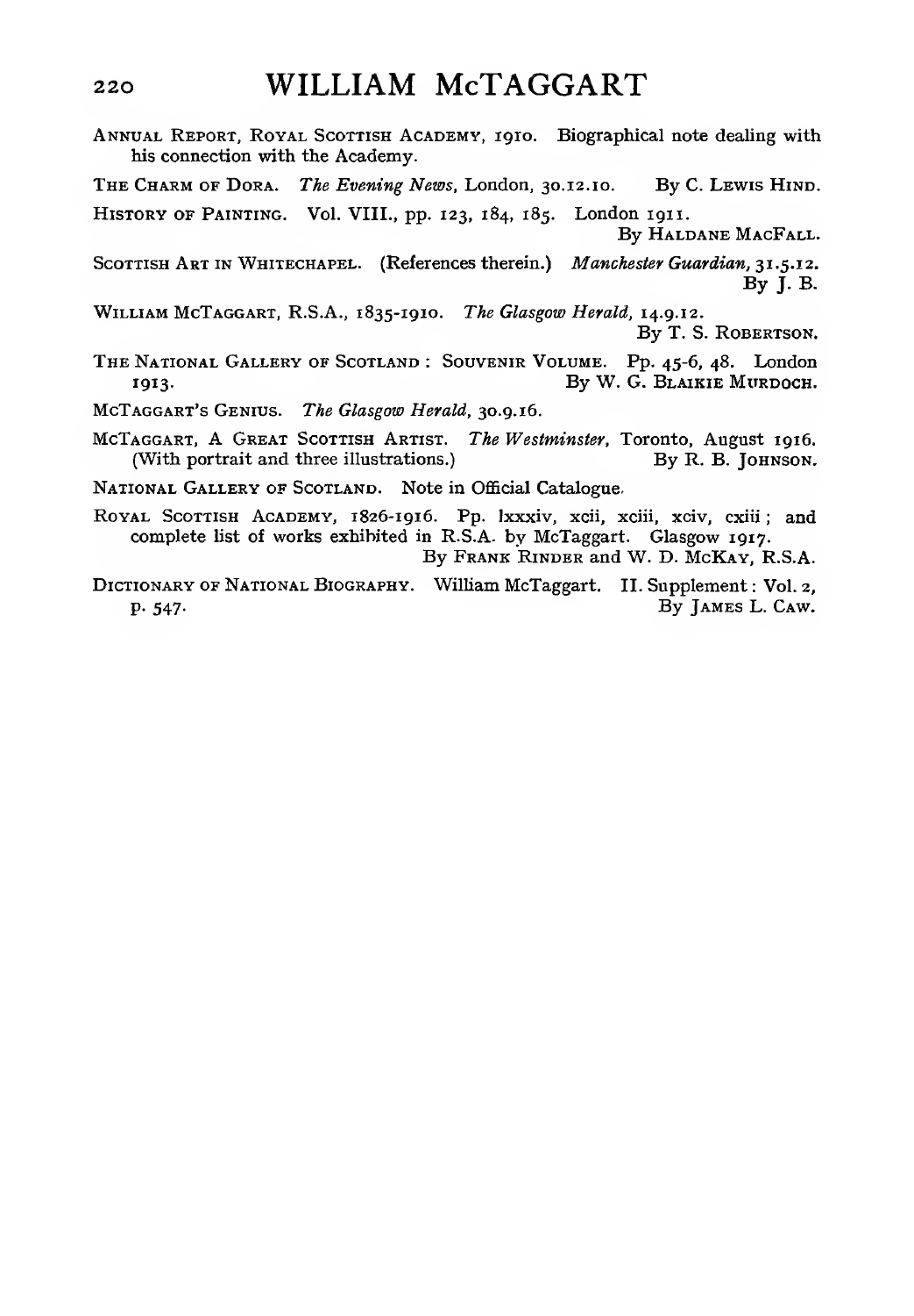Annual Report, Royal Scottish Academy, 1910. Biographical note dealing with his connection with the Academy.

The Charm of Dora. *The Evening News*, London, 30.12.10. By C. Lewis Hind.

History of Painting. Vol. VIII., pp. 123, 184, 185. London 1911.
By Haldane MacFall.

Scottish Art in Whitechapel. (References therein.) *Manchester Guardian*, 31.5.12.
By J. B.

William McTaggart, R.S.A., 1835-1910. *The Glasgow Herald*, 14.9.12.
By T. S. Robertson.

The National Gallery of Scotland: Souvenir Volume. Pp. 45-6, 48. London 1913. By W. G. Blaikie Murdoch.

McTaggart's Genius. *The Glasgow Herald*, 30.9.16.

McTaggart, A Great Scottish Artist. *The Westminster*, Toronto, August 1916. (With portrait and three illustrations.) By R. B. Johnson.

National Gallery of Scotland. Note in Official Catalogue.

Royal Scottish Academy, 1826-1916. Pp. lxxxiv, xcii, xciii, xciv, cxiii; and complete list of works exhibited in R.S.A. by McTaggart. Glasgow 1917.
By Frank Rinder and W. D. McKay, R.S.A.

Dictionary of National Biography. William McTaggart. II. Supplement: Vol. 2, p. 547. By James L. Caw.